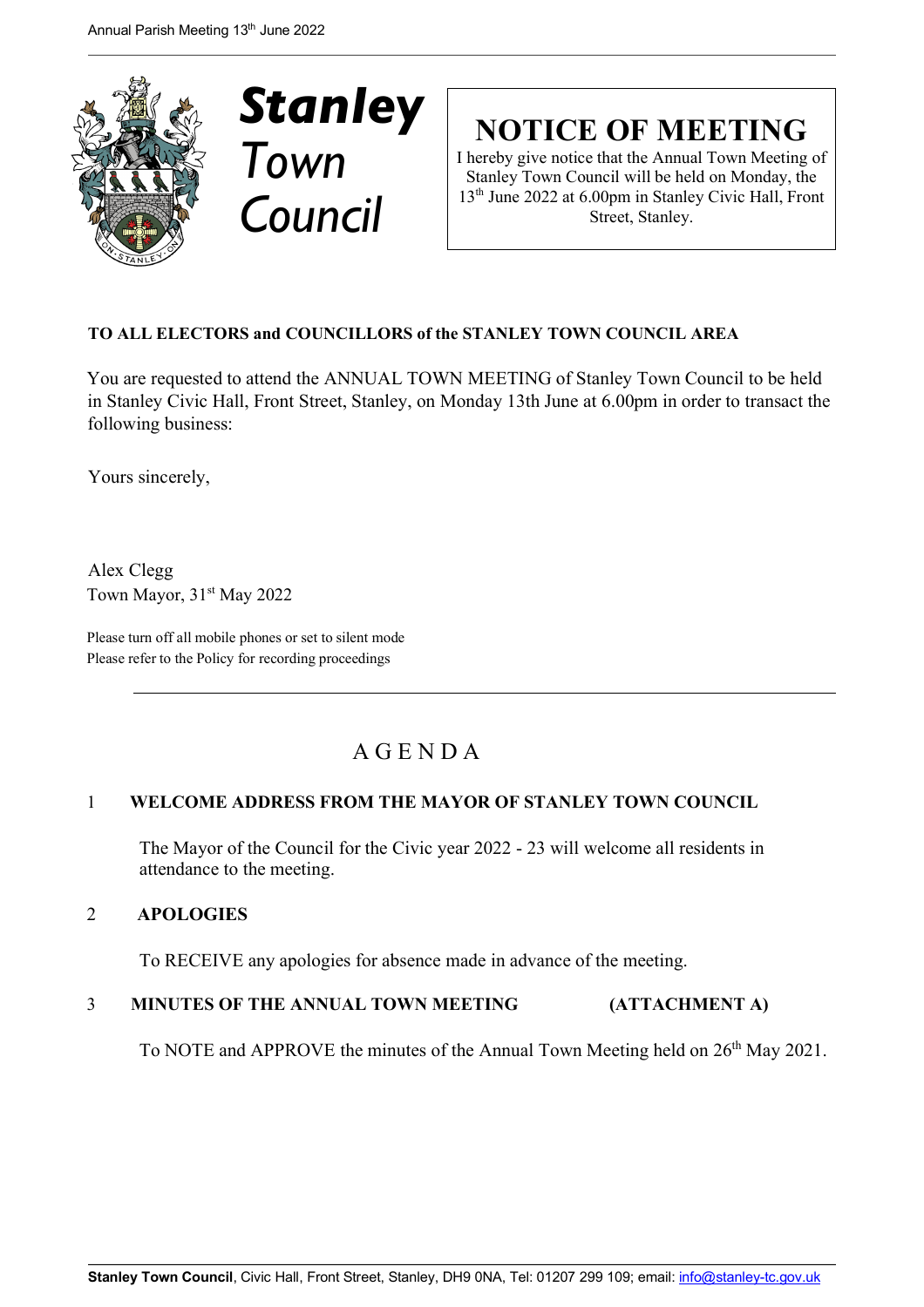# Stanley Town Council

## NOTICE OF MEETING

I hereby give notice that the Annual Town Meeting of Stanley Town Council will be held on Monday, the 13th June 2022 at 6.00pm in Stanley Civic Hall, Front Street, Stanley.

**TO ALL ELECTORS and COUNCILLORS of the STANLEY TOWN COUNCIL AREA**

You are requested to attend the ANNUAL TOWN MEETING of Stanley Town Council to be held in Stanley Civic Hall, Front Street, Stanley, on Monday 13th June at 6.00pm in order to transact the following business:

Yours sincerely,

Alex Clegg
Town Mayor, 31st May 2022

Please turn off all mobile phones or set to silent mode
Please refer to the Policy for recording proceedings

---

## A G E N D A

### 1 WELCOME ADDRESS FROM THE MAYOR OF STANLEY TOWN COUNCIL

The Mayor of the Council for the Civic year 2022 - 23 will welcome all residents in attendance to the meeting.

### 2 APOLOGIES

To RECEIVE any apologies for absence made in advance of the meeting.

### 3 MINUTES OF THE ANNUAL TOWN MEETING (ATTACHMENT A)

To NOTE and APPROVE the minutes of the Annual Town Meeting held on 26th May 2021.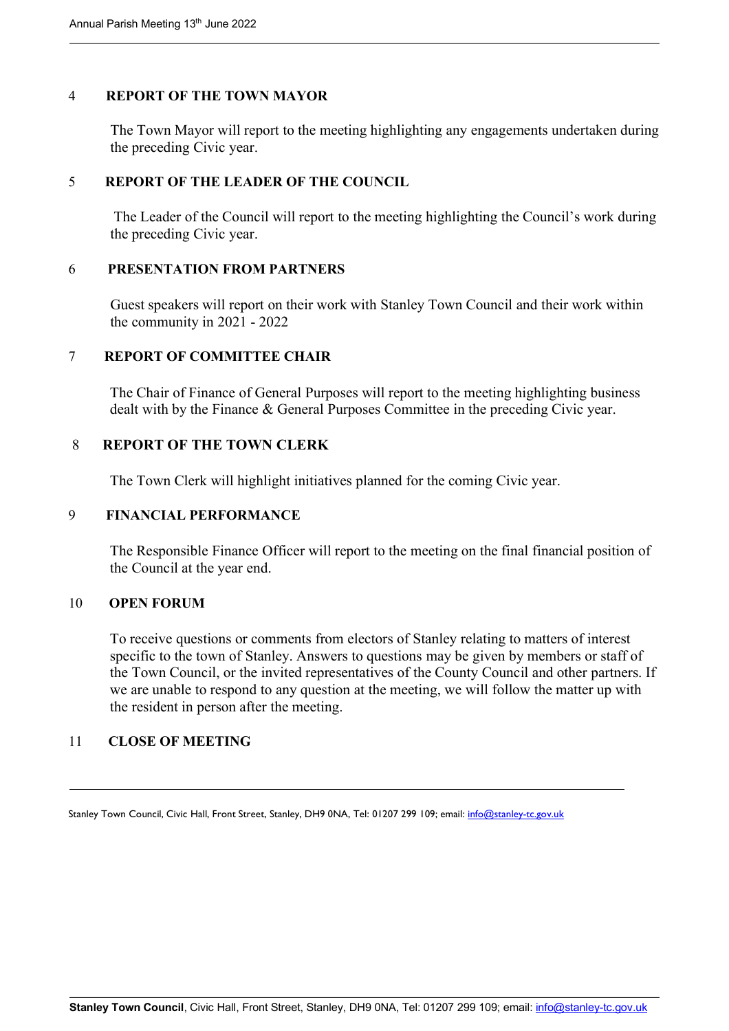## 4 REPORT OF THE TOWN MAYOR

The Town Mayor will report to the meeting highlighting any engagements undertaken during the preceding Civic year.

## 5 REPORT OF THE LEADER OF THE COUNCIL

The Leader of the Council will report to the meeting highlighting the Council's work during the preceding Civic year.

## 6 PRESENTATION FROM PARTNERS

Guest speakers will report on their work with Stanley Town Council and their work within the community in 2021 - 2022

## 7 REPORT OF COMMITTEE CHAIR

The Chair of Finance of General Purposes will report to the meeting highlighting business dealt with by the Finance & General Purposes Committee in the preceding Civic year.

## 8 REPORT OF THE TOWN CLERK

The Town Clerk will highlight initiatives planned for the coming Civic year.

## 9 FINANCIAL PERFORMANCE

The Responsible Finance Officer will report to the meeting on the final financial position of the Council at the year end.

## 10 OPEN FORUM

To receive questions or comments from electors of Stanley relating to matters of interest specific to the town of Stanley. Answers to questions may be given by members or staff of the Town Council, or the invited representatives of the County Council and other partners. If we are unable to respond to any question at the meeting, we will follow the matter up with the resident in person after the meeting.

## 11 CLOSE OF MEETING

---

Stanley Town Council, Civic Hall, Front Street, Stanley, DH9 0NA, Tel: 01207 299 109; email: info@stanley-tc.gov.uk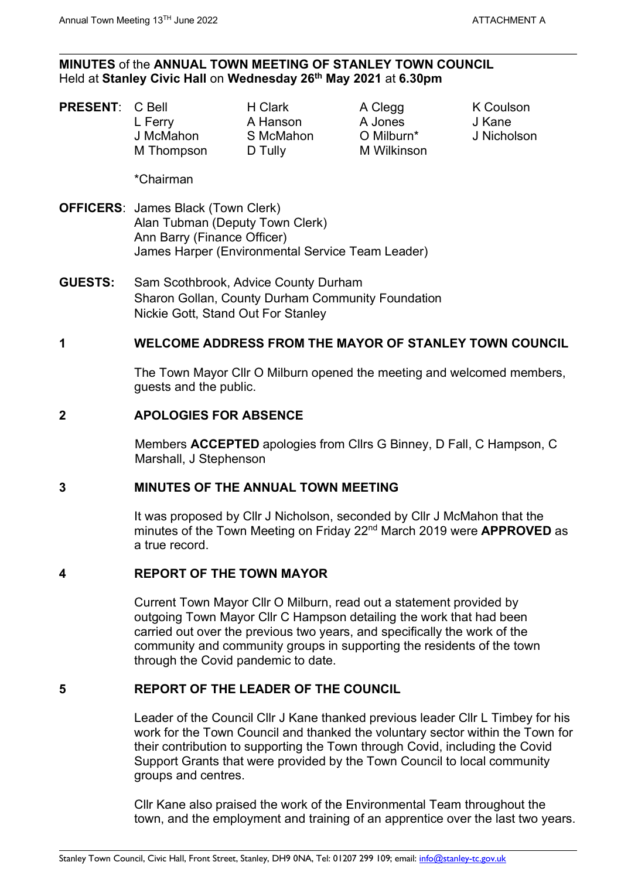**MINUTES** of the **ANNUAL TOWN MEETING OF STANLEY TOWN COUNCIL**
Held at **Stanley Civic Hall** on **Wednesday 26th May 2021** at **6.30pm**

| **PRESENT**: | | | |
|---|---|---|---|
| C Bell | H Clark | A Clegg | K Coulson |
| L Ferry | A Hanson | A Jones | J Kane |
| J McMahon | S McMahon | O Milburn* | J Nicholson |
| M Thompson | D Tully | M Wilkinson | |

*Chairman

**OFFICERS**: James Black (Town Clerk)
Alan Tubman (Deputy Town Clerk)
Ann Barry (Finance Officer)
James Harper (Environmental Service Team Leader)

**GUESTS:** Sam Scothbrook, Advice County Durham
Sharon Gollan, County Durham Community Foundation
Nickie Gott, Stand Out For Stanley

## 1 WELCOME ADDRESS FROM THE MAYOR OF STANLEY TOWN COUNCIL

The Town Mayor Cllr O Milburn opened the meeting and welcomed members, guests and the public.

## 2 APOLOGIES FOR ABSENCE

Members **ACCEPTED** apologies from Cllrs G Binney, D Fall, C Hampson, C Marshall, J Stephenson

## 3 MINUTES OF THE ANNUAL TOWN MEETING

It was proposed by Cllr J Nicholson, seconded by Cllr J McMahon that the minutes of the Town Meeting on Friday 22nd March 2019 were **APPROVED** as a true record.

## 4 REPORT OF THE TOWN MAYOR

Current Town Mayor Cllr O Milburn, read out a statement provided by outgoing Town Mayor Cllr C Hampson detailing the work that had been carried out over the previous two years, and specifically the work of the community and community groups in supporting the residents of the town through the Covid pandemic to date.

## 5 REPORT OF THE LEADER OF THE COUNCIL

Leader of the Council Cllr J Kane thanked previous leader Cllr L Timbey for his work for the Town Council and thanked the voluntary sector within the Town for their contribution to supporting the Town through Covid, including the Covid Support Grants that were provided by the Town Council to local community groups and centres.

Cllr Kane also praised the work of the Environmental Team throughout the town, and the employment and training of an apprentice over the last two years.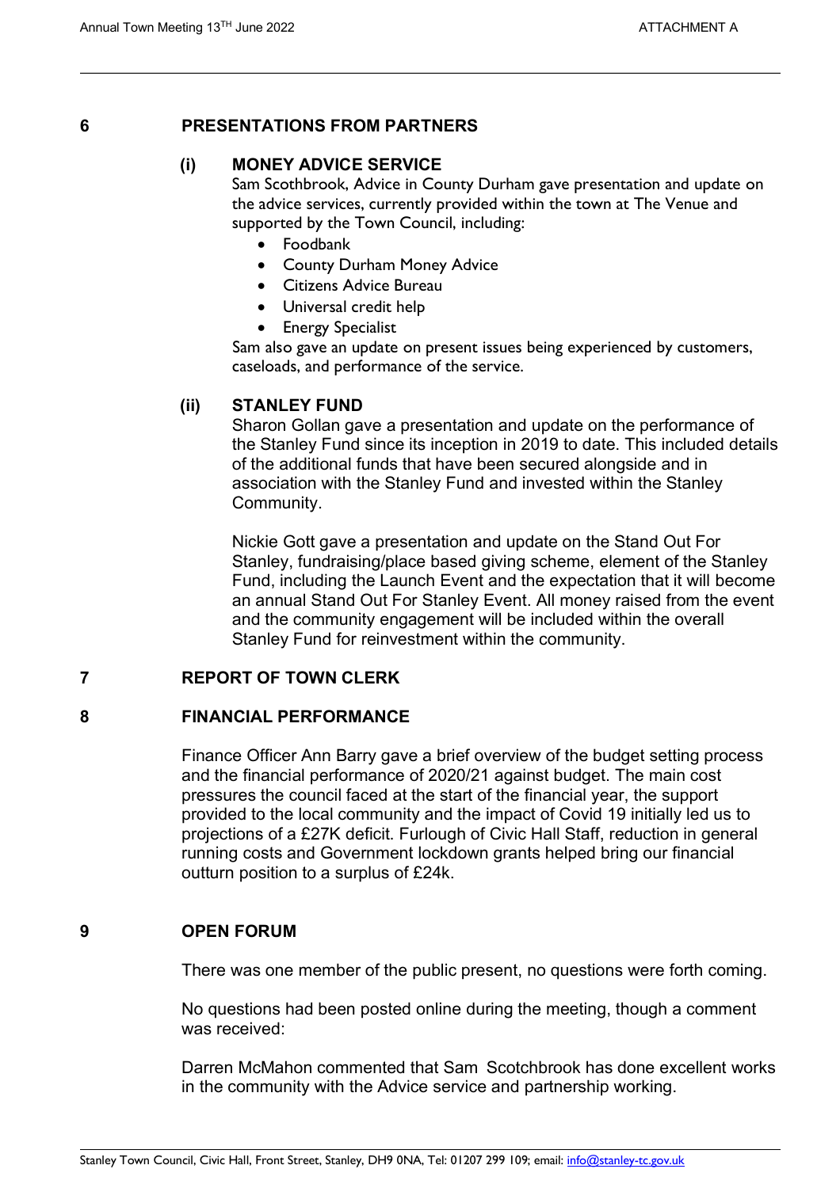## 6 PRESENTATIONS FROM PARTNERS

### (i) MONEY ADVICE SERVICE

Sam Scothbrook, Advice in County Durham gave presentation and update on the advice services, currently provided within the town at The Venue and supported by the Town Council, including:

- Foodbank
- County Durham Money Advice
- Citizens Advice Bureau
- Universal credit help
- Energy Specialist

Sam also gave an update on present issues being experienced by customers, caseloads, and performance of the service.

### (ii) STANLEY FUND

Sharon Gollan gave a presentation and update on the performance of the Stanley Fund since its inception in 2019 to date. This included details of the additional funds that have been secured alongside and in association with the Stanley Fund and invested within the Stanley Community.

Nickie Gott gave a presentation and update on the Stand Out For Stanley, fundraising/place based giving scheme, element of the Stanley Fund, including the Launch Event and the expectation that it will become an annual Stand Out For Stanley Event. All money raised from the event and the community engagement will be included within the overall Stanley Fund for reinvestment within the community.

## 7 REPORT OF TOWN CLERK

## 8 FINANCIAL PERFORMANCE

Finance Officer Ann Barry gave a brief overview of the budget setting process and the financial performance of 2020/21 against budget. The main cost pressures the council faced at the start of the financial year, the support provided to the local community and the impact of Covid 19 initially led us to projections of a £27K deficit. Furlough of Civic Hall Staff, reduction in general running costs and Government lockdown grants helped bring our financial outturn position to a surplus of £24k.

## 9 OPEN FORUM

There was one member of the public present, no questions were forth coming.

No questions had been posted online during the meeting, though a comment was received:

Darren McMahon commented that Sam Scotchbrook has done excellent works in the community with the Advice service and partnership working.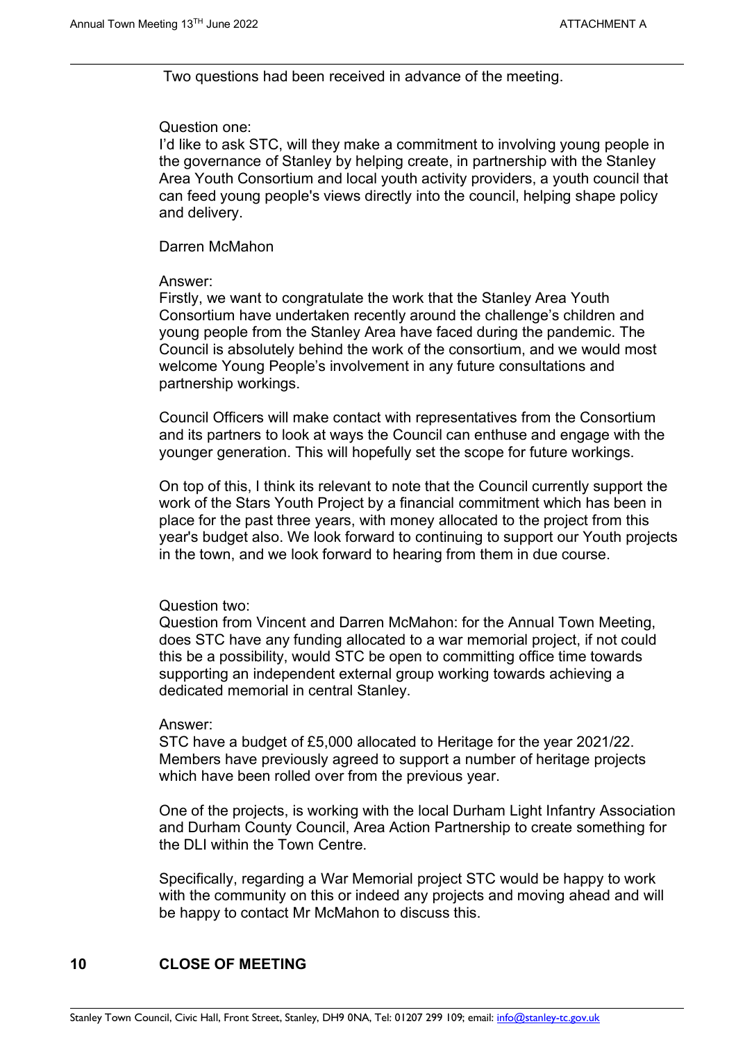Two questions had been received in advance of the meeting.

Question one:
I'd like to ask STC, will they make a commitment to involving young people in the governance of Stanley by helping create, in partnership with the Stanley Area Youth Consortium and local youth activity providers, a youth council that can feed young people's views directly into the council, helping shape policy and delivery.

Darren McMahon

Answer:
Firstly, we want to congratulate the work that the Stanley Area Youth Consortium have undertaken recently around the challenge's children and young people from the Stanley Area have faced during the pandemic. The Council is absolutely behind the work of the consortium, and we would most welcome Young People's involvement in any future consultations and partnership workings.

Council Officers will make contact with representatives from the Consortium and its partners to look at ways the Council can enthuse and engage with the younger generation. This will hopefully set the scope for future workings.

On top of this, I think its relevant to note that the Council currently support the work of the Stars Youth Project by a financial commitment which has been in place for the past three years, with money allocated to the project from this year's budget also. We look forward to continuing to support our Youth projects in the town, and we look forward to hearing from them in due course.

Question two:
Question from Vincent and Darren McMahon: for the Annual Town Meeting, does STC have any funding allocated to a war memorial project, if not could this be a possibility, would STC be open to committing office time towards supporting an independent external group working towards achieving a dedicated memorial in central Stanley.

Answer:
STC have a budget of £5,000 allocated to Heritage for the year 2021/22. Members have previously agreed to support a number of heritage projects which have been rolled over from the previous year.

One of the projects, is working with the local Durham Light Infantry Association and Durham County Council, Area Action Partnership to create something for the DLI within the Town Centre.

Specifically, regarding a War Memorial project STC would be happy to work with the community on this or indeed any projects and moving ahead and will be happy to contact Mr McMahon to discuss this.

## 10 CLOSE OF MEETING